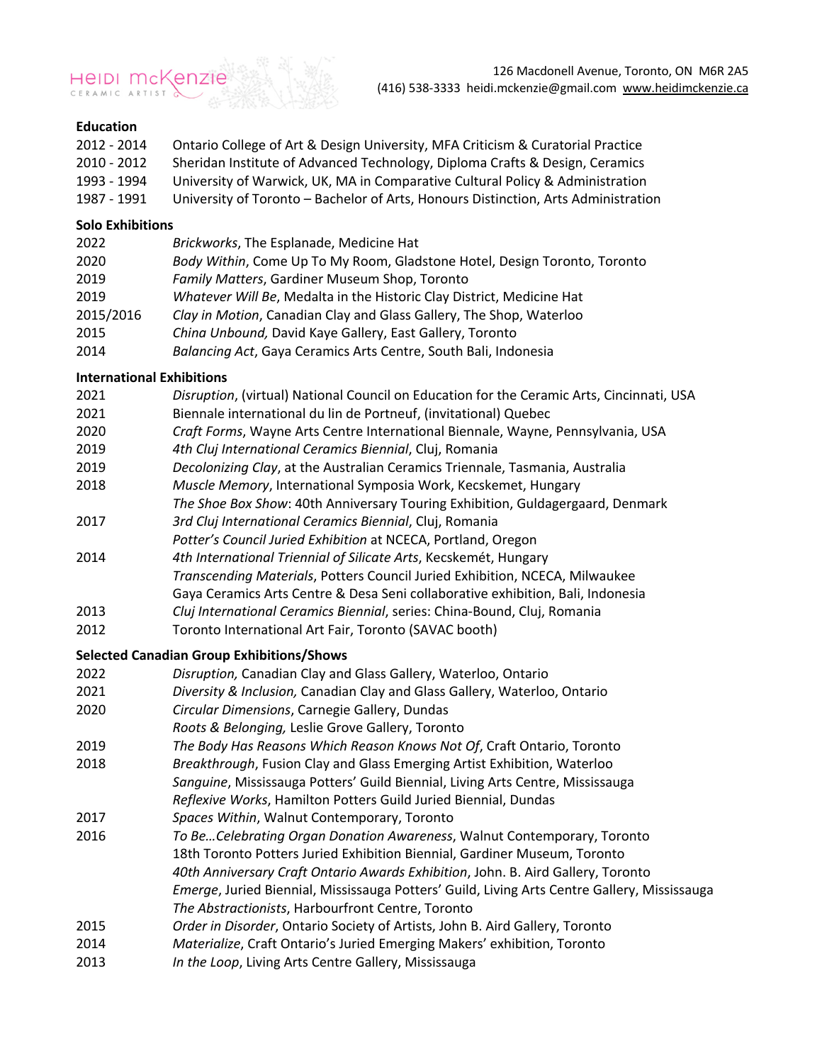HEIDI McKENZIE
CERAMIC ARTIST

126 Macdonell Avenue, Toronto, ON M6R 2A5
(416) 538-3333 heidi.mckenzie@gmail.com www.heidimckenzie.ca

## Education

| | |
|---|---|
| 2012 - 2014 | Ontario College of Art & Design University, MFA Criticism & Curatorial Practice |
| 2010 - 2012 | Sheridan Institute of Advanced Technology, Diploma Crafts & Design, Ceramics |
| 1993 - 1994 | University of Warwick, UK, MA in Comparative Cultural Policy & Administration |
| 1987 - 1991 | University of Toronto – Bachelor of Arts, Honours Distinction, Arts Administration |

## Solo Exhibitions

| | |
|---|---|
| 2022 | *Brickworks*, The Esplanade, Medicine Hat |
| 2020 | *Body Within*, Come Up To My Room, Gladstone Hotel, Design Toronto, Toronto |
| 2019 | *Family Matters*, Gardiner Museum Shop, Toronto |
| 2019 | *Whatever Will Be*, Medalta in the Historic Clay District, Medicine Hat |
| 2015/2016 | *Clay in Motion*, Canadian Clay and Glass Gallery, The Shop, Waterloo |
| 2015 | *China Unbound,* David Kaye Gallery, East Gallery, Toronto |
| 2014 | *Balancing Act*, Gaya Ceramics Arts Centre, South Bali, Indonesia |

## International Exhibitions

| | |
|---|---|
| 2021 | *Disruption*, (virtual) National Council on Education for the Ceramic Arts, Cincinnati, USA |
| 2021 | Biennale international du lin de Porteneuf, (invitational) Quebec |
| 2020 | *Craft Forms*, Wayne Arts Centre International Biennale, Wayne, Pennsylvania, USA |
| 2019 | *4th Cluj International Ceramics Biennial*, Cluj, Romania |
| 2019 | *Decolonizing Clay*, at the Australian Ceramics Triennale, Tasmania, Australia |
| 2018 | *Muscle Memory*, International Symposia Work, Kecskemet, Hungary |
| | *The Shoe Box Show*: 40th Anniversary Touring Exhibition, Guldagergaard, Denmark |
| 2017 | *3rd Cluj International Ceramics Biennial*, Cluj, Romania |
| | *Potter's Council Juried Exhibition* at NCECA, Portland, Oregon |
| 2014 | *4th International Triennial of Silicate Arts*, Kecskemét, Hungary |
| | *Transcending Materials*, Potters Council Juried Exhibition, NCECA, Milwaukee |
| | Gaya Ceramics Arts Centre & Desa Seni collaborative exhibition, Bali, Indonesia |
| 2013 | *Cluj International Ceramics Biennial*, series: China-Bound, Cluj, Romania |
| 2012 | Toronto International Art Fair, Toronto (SAVAC booth) |

## Selected Canadian Group Exhibitions/Shows

| | |
|---|---|
| 2022 | *Disruption,* Canadian Clay and Glass Gallery, Waterloo, Ontario |
| 2021 | *Diversity & Inclusion,* Canadian Clay and Glass Gallery, Waterloo, Ontario |
| 2020 | *Circular Dimensions*, Carnegie Gallery, Dundas |
| | *Roots & Belonging,* Leslie Grove Gallery, Toronto |
| 2019 | *The Body Has Reasons Which Reason Knows Not Of*, Craft Ontario, Toronto |
| 2018 | *Breakthrough*, Fusion Clay and Glass Emerging Artist Exhibition, Waterloo |
| | *Sanguine*, Mississauga Potters' Guild Biennial, Living Arts Centre, Mississauga |
| | *Reflexive Works*, Hamilton Potters Guild Juried Biennial, Dundas |
| 2017 | *Spaces Within*, Walnut Contemporary, Toronto |
| 2016 | *To Be…Celebrating Organ Donation Awareness*, Walnut Contemporary, Toronto |
| | 18th Toronto Potters Juried Exhibition Biennial, Gardiner Museum, Toronto |
| | *40th Anniversary Craft Ontario Awards Exhibition*, John. B. Aird Gallery, Toronto |
| | *Emerge*, Juried Biennial, Mississauga Potters' Guild, Living Arts Centre Gallery, Mississauga |
| | *The Abstractionists*, Harbourfront Centre, Toronto |
| 2015 | *Order in Disorder*, Ontario Society of Artists, John B. Aird Gallery, Toronto |
| 2014 | *Materialize*, Craft Ontario's Juried Emerging Makers' exhibition, Toronto |
| 2013 | *In the Loop*, Living Arts Centre Gallery, Mississauga |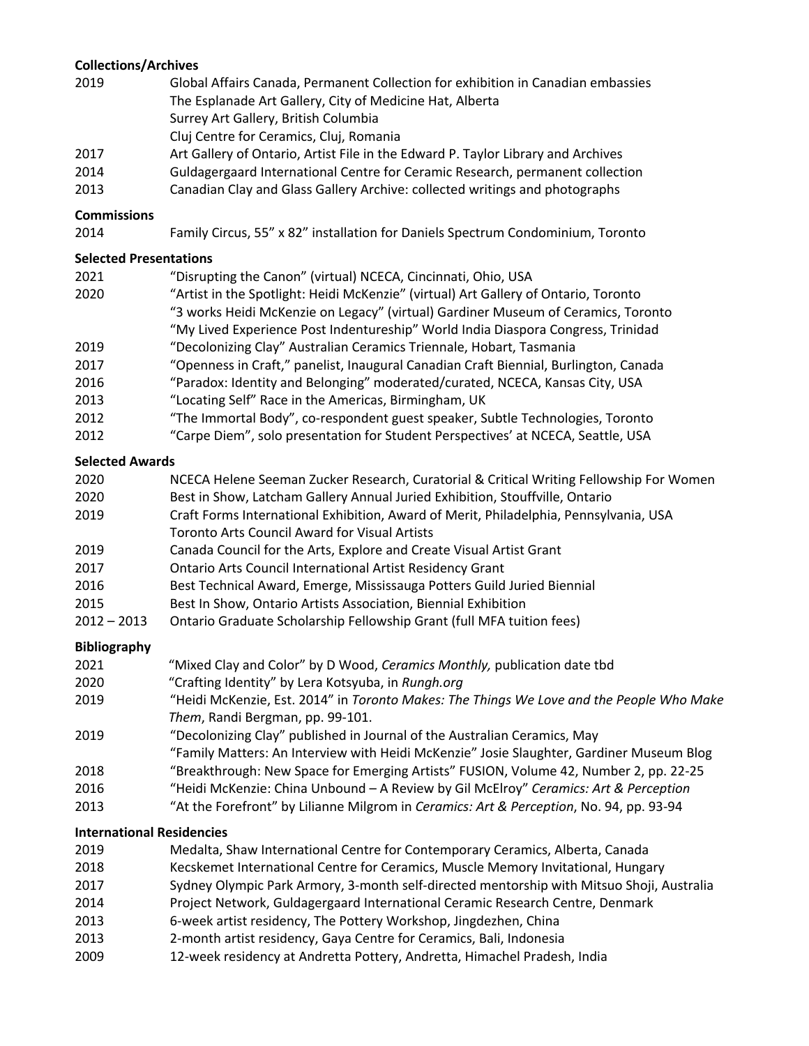**Collections/Archives**

| | |
|---|---|
| 2019 | Global Affairs Canada, Permanent Collection for exhibition in Canadian embassies |
| | The Esplanade Art Gallery, City of Medicine Hat, Alberta |
| | Surrey Art Gallery, British Columbia |
| | Cluj Centre for Ceramics, Cluj, Romania |
| 2017 | Art Gallery of Ontario, Artist File in the Edward P. Taylor Library and Archives |
| 2014 | Guldagergaard International Centre for Ceramic Research, permanent collection |
| 2013 | Canadian Clay and Glass Gallery Archive: collected writings and photographs |

**Commissions**

| | |
|---|---|
| 2014 | Family Circus, 55" x 82" installation for Daniels Spectrum Condominium, Toronto |

**Selected Presentations**

| | |
|---|---|
| 2021 | "Disrupting the Canon" (virtual) NCECA, Cincinnati, Ohio, USA |
| 2020 | "Artist in the Spotlight: Heidi McKenzie" (virtual) Art Gallery of Ontario, Toronto |
| | "3 works Heidi McKenzie on Legacy" (virtual) Gardiner Museum of Ceramics, Toronto |
| | "My Lived Experience Post Indentureship" World India Diaspora Congress, Trinidad |
| 2019 | "Decolonizing Clay" Australian Ceramics Triennale, Hobart, Tasmania |
| 2017 | "Openness in Craft," panelist, Inaugural Canadian Craft Biennial, Burlington, Canada |
| 2016 | "Paradox: Identity and Belonging" moderated/curated, NCECA, Kansas City, USA |
| 2013 | "Locating Self" Race in the Americas, Birmingham, UK |
| 2012 | "The Immortal Body", co-respondent guest speaker, Subtle Technologies, Toronto |
| 2012 | "Carpe Diem", solo presentation for Student Perspectives' at NCECA, Seattle, USA |

**Selected Awards**

| | |
|---|---|
| 2020 | NCECA Helene Seeman Zucker Research, Curatorial & Critical Writing Fellowship For Women |
| 2020 | Best in Show, Latcham Gallery Annual Juried Exhibition, Stouffville, Ontario |
| 2019 | Craft Forms International Exhibition, Award of Merit, Philadelphia, Pennsylvania, USA |
| | Toronto Arts Council Award for Visual Artists |
| 2019 | Canada Council for the Arts, Explore and Create Visual Artist Grant |
| 2017 | Ontario Arts Council International Artist Residency Grant |
| 2016 | Best Technical Award, Emerge, Mississauga Potters Guild Juried Biennial |
| 2015 | Best In Show, Ontario Artists Association, Biennial Exhibition |
| 2012 – 2013 | Ontario Graduate Scholarship Fellowship Grant (full MFA tuition fees) |

**Bibliography**

| | |
|---|---|
| 2021 | "Mixed Clay and Color" by D Wood, *Ceramics Monthly,* publication date tbd |
| 2020 | "Crafting Identity" by Lera Kotsyuba, in *Rungh.org* |
| 2019 | "Heidi McKenzie, Est. 2014" in *Toronto Makes: The Things We Love and the People Who Make Them*, Randi Bergman, pp. 99-101. |
| 2019 | "Decolonizing Clay" published in Journal of the Australian Ceramics, May |
| | "Family Matters: An Interview with Heidi McKenzie" Josie Slaughter, Gardiner Museum Blog |
| 2018 | "Breakthrough: New Space for Emerging Artists" FUSION, Volume 42, Number 2, pp. 22-25 |
| 2016 | "Heidi McKenzie: China Unbound – A Review by Gil McElroy" *Ceramics: Art & Perception* |
| 2013 | "At the Forefront" by Lilianne Milgrom in *Ceramics: Art & Perception*, No. 94, pp. 93-94 |

**International Residencies**

| | |
|---|---|
| 2019 | Medalta, Shaw International Centre for Contemporary Ceramics, Alberta, Canada |
| 2018 | Kecskemet International Centre for Ceramics, Muscle Memory Invitational, Hungary |
| 2017 | Sydney Olympic Park Armory, 3-month self-directed mentorship with Mitsuo Shoji, Australia |
| 2014 | Project Network, Guldagergaard International Ceramic Research Centre, Denmark |
| 2013 | 6-week artist residency, The Pottery Workshop, Jingdezhen, China |
| 2013 | 2-month artist residency, Gaya Centre for Ceramics, Bali, Indonesia |
| 2009 | 12-week residency at Andretta Pottery, Andretta, Himachel Pradesh, India |